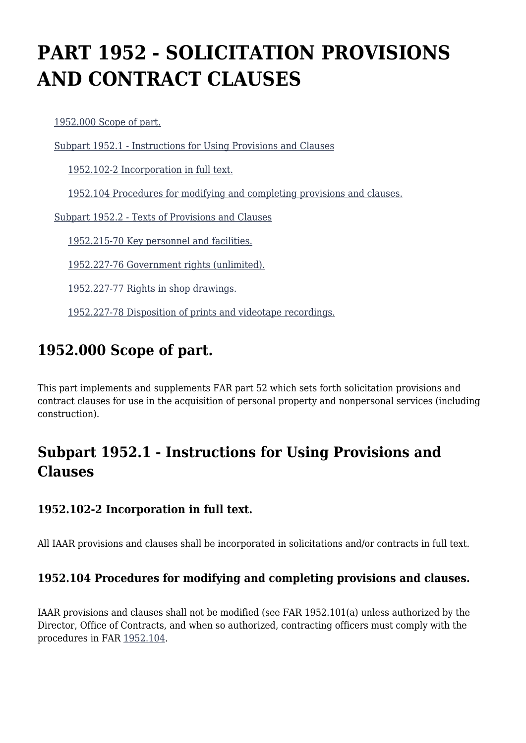# PART 1952 - SOLICITATION PROVISIONS AND CONTRACT CLAUSES

- 1952.000 Scope of part.
- Subpart 1952.1 - Instructions for Using Provisions and Clauses
  - 1952.102-2 Incorporation in full text.
  - 1952.104 Procedures for modifying and completing provisions and clauses.
- Subpart 1952.2 - Texts of Provisions and Clauses
  - 1952.215-70 Key personnel and facilities.
  - 1952.227-76 Government rights (unlimited).
  - 1952.227-77 Rights in shop drawings.
  - 1952.227-78 Disposition of prints and videotape recordings.

## 1952.000 Scope of part.

This part implements and supplements FAR part 52 which sets forth solicitation provisions and contract clauses for use in the acquisition of personal property and nonpersonal services (including construction).

## Subpart 1952.1 - Instructions for Using Provisions and Clauses

### 1952.102-2 Incorporation in full text.

All IAAR provisions and clauses shall be incorporated in solicitations and/or contracts in full text.

### 1952.104 Procedures for modifying and completing provisions and clauses.

IAAR provisions and clauses shall not be modified (see FAR 1952.101(a) unless authorized by the Director, Office of Contracts, and when so authorized, contracting officers must comply with the procedures in FAR 1952.104.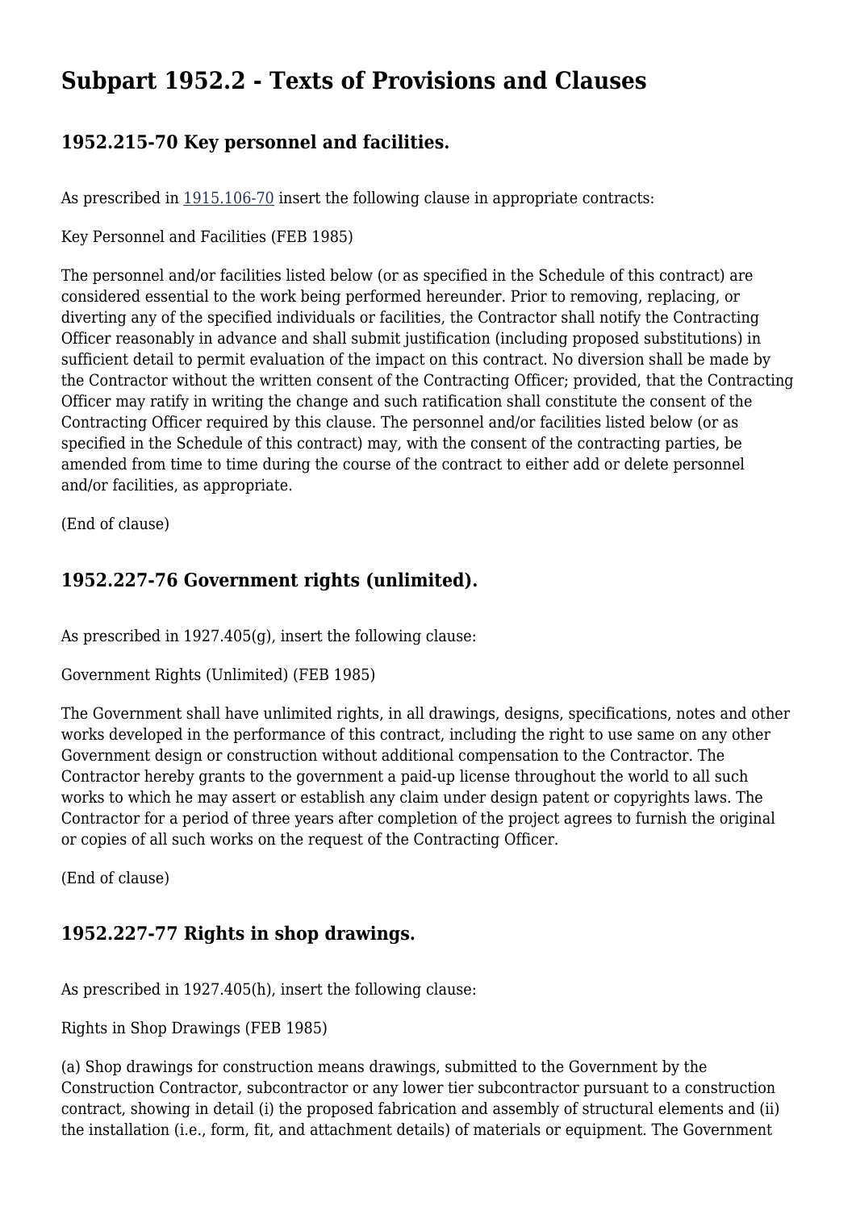## Subpart 1952.2 - Texts of Provisions and Clauses

### 1952.215-70 Key personnel and facilities.

As prescribed in 1915.106-70 insert the following clause in appropriate contracts:

Key Personnel and Facilities (FEB 1985)

The personnel and/or facilities listed below (or as specified in the Schedule of this contract) are considered essential to the work being performed hereunder. Prior to removing, replacing, or diverting any of the specified individuals or facilities, the Contractor shall notify the Contracting Officer reasonably in advance and shall submit justification (including proposed substitutions) in sufficient detail to permit evaluation of the impact on this contract. No diversion shall be made by the Contractor without the written consent of the Contracting Officer; provided, that the Contracting Officer may ratify in writing the change and such ratification shall constitute the consent of the Contracting Officer required by this clause. The personnel and/or facilities listed below (or as specified in the Schedule of this contract) may, with the consent of the contracting parties, be amended from time to time during the course of the contract to either add or delete personnel and/or facilities, as appropriate.

(End of clause)

### 1952.227-76 Government rights (unlimited).

As prescribed in 1927.405(g), insert the following clause:

Government Rights (Unlimited) (FEB 1985)

The Government shall have unlimited rights, in all drawings, designs, specifications, notes and other works developed in the performance of this contract, including the right to use same on any other Government design or construction without additional compensation to the Contractor. The Contractor hereby grants to the government a paid-up license throughout the world to all such works to which he may assert or establish any claim under design patent or copyrights laws. The Contractor for a period of three years after completion of the project agrees to furnish the original or copies of all such works on the request of the Contracting Officer.

(End of clause)

### 1952.227-77 Rights in shop drawings.

As prescribed in 1927.405(h), insert the following clause:

Rights in Shop Drawings (FEB 1985)

(a) Shop drawings for construction means drawings, submitted to the Government by the Construction Contractor, subcontractor or any lower tier subcontractor pursuant to a construction contract, showing in detail (i) the proposed fabrication and assembly of structural elements and (ii) the installation (i.e., form, fit, and attachment details) of materials or equipment. The Government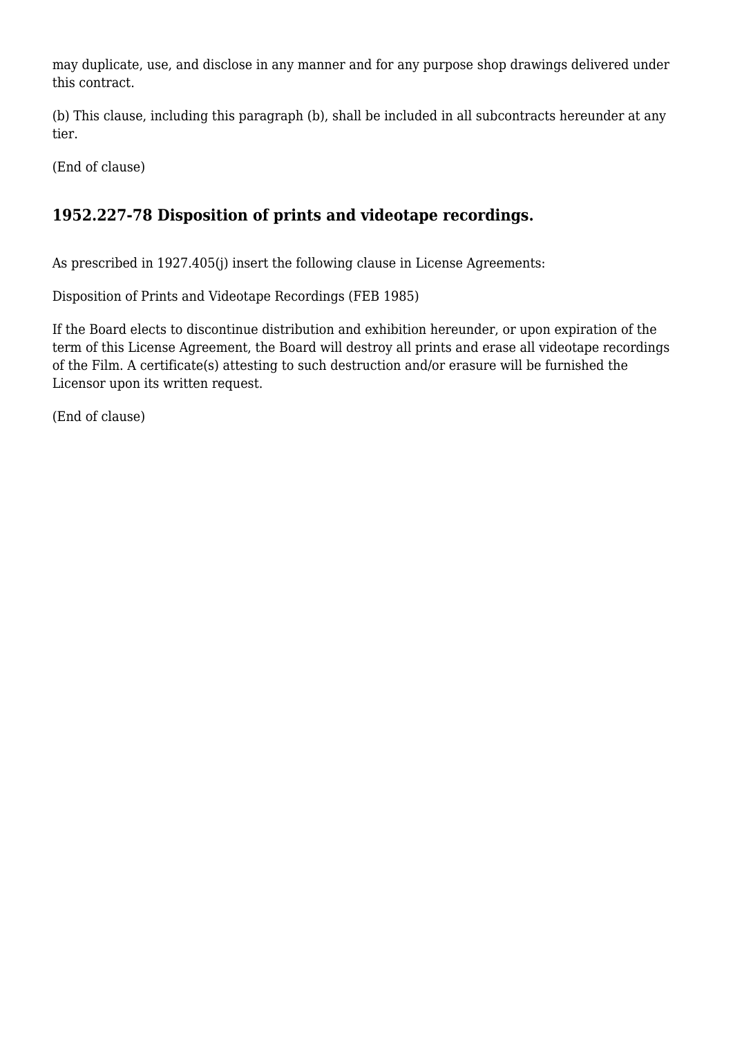may duplicate, use, and disclose in any manner and for any purpose shop drawings delivered under this contract.

(b) This clause, including this paragraph (b), shall be included in all subcontracts hereunder at any tier.

(End of clause)

## 1952.227-78 Disposition of prints and videotape recordings.

As prescribed in 1927.405(j) insert the following clause in License Agreements:

Disposition of Prints and Videotape Recordings (FEB 1985)

If the Board elects to discontinue distribution and exhibition hereunder, or upon expiration of the term of this License Agreement, the Board will destroy all prints and erase all videotape recordings of the Film. A certificate(s) attesting to such destruction and/or erasure will be furnished the Licensor upon its written request.

(End of clause)